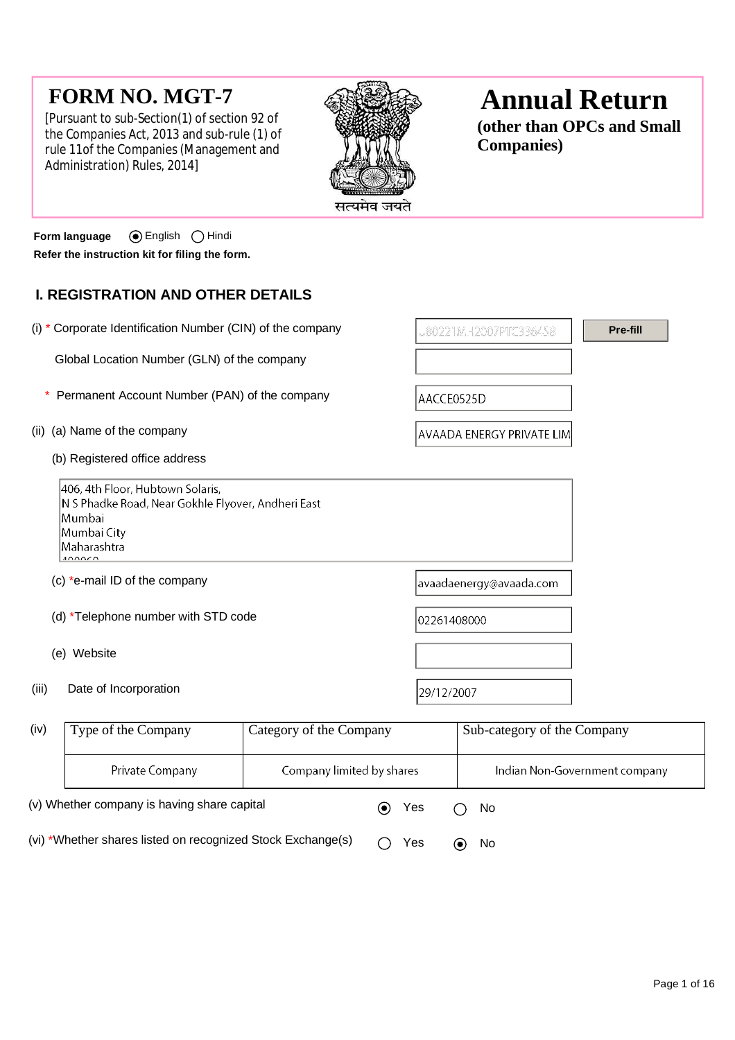# FORM NO. MGT-7

[Pursuant to sub-Section(1) of section 92 of the Companies Act, 2013 and sub-rule (1) of rule 11of the Companies (Management and Administration) Rules, 2014]

सत्यमेव जयते

# Annual Return

**(other than OPCs and Small Companies)**

**Form language** (◉) English ( ) Hindi

**Refer the instruction kit for filing the form.**

## I. REGISTRATION AND OTHER DETAILS

(i) * Corporate Identification Number (CIN) of the company: U80221MH2007PTC336458 **Pre-fill**

Global Location Number (GLN) of the company:

\* Permanent Account Number (PAN) of the company: AACCE0525D

(ii) (a) Name of the company: AVAADA ENERGY PRIVATE LIM

(b) Registered office address

406, 4th Floor, Hubtown Solaris,
N S Phadke Road, Near Gokhle Flyover, Andheri East
Mumbai
Mumbai City
Maharashtra
400069

(c) *e-mail ID of the company: avaadaenergy@avaada.com

(d) *Telephone number with STD code: 02261408000

(e) Website:

(iii) Date of Incorporation: 29/12/2007

(iv)

| Type of the Company | Category of the Company | Sub-category of the Company |
|---|---|---|
| Private Company | Company limited by shares | Indian Non-Government company |

(v) Whether company is having share capital (◉) Yes ( ) No

(vi) *Whether shares listed on recognized Stock Exchange(s) ( ) Yes (◉) No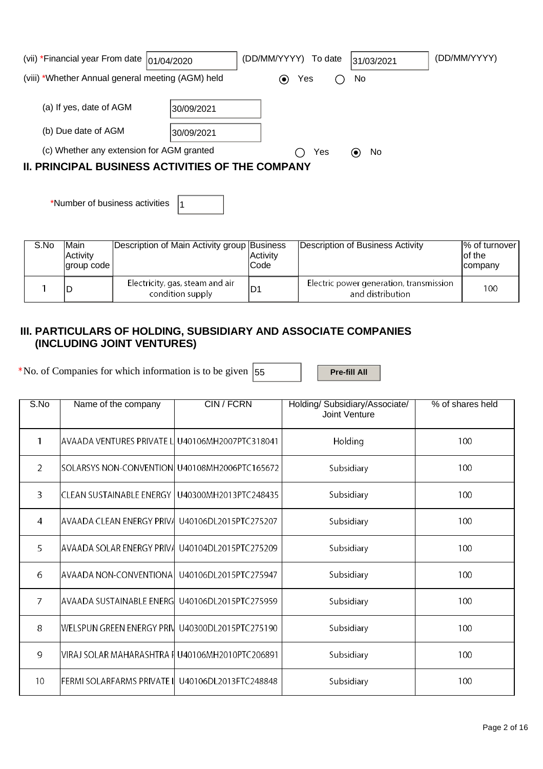(vii) *Financial year From date 01/04/2020 (DD/MM/YYYY) To date 31/03/2021 (DD/MM/YYYY)

(viii) *Whether Annual general meeting (AGM) held ◉ Yes ◯ No

(a) If yes, date of AGM 30/09/2021

(b) Due date of AGM 30/09/2021

(c) Whether any extension for AGM granted ◯ Yes ◉ No

## II. PRINCIPAL BUSINESS ACTIVITIES OF THE COMPANY

*Number of business activities 1

| S.No | Main Activity group code | Description of Main Activity group | Business Activity Code | Description of Business Activity | % of turnover of the company |
|---|---|---|---|---|---|
| 1 | D | Electricity, gas, steam and air condition supply | D1 | Electric power generation, transmission and distribution | 100 |

## III. PARTICULARS OF HOLDING, SUBSIDIARY AND ASSOCIATE COMPANIES (INCLUDING JOINT VENTURES)

*No. of Companies for which information is to be given 55 Pre-fill All

| S.No | Name of the company | CIN / FCRN | Holding/ Subsidiary/Associate/ Joint Venture | % of shares held |
|---|---|---|---|---|
| 1 | AVAADA VENTURES PRIVATE L | U40106MH2007PTC318041 | Holding | 100 |
| 2 | SOLARSYS NON-CONVENTION | U40108MH2006PTC165672 | Subsidiary | 100 |
| 3 | CLEAN SUSTAINABLE ENERGY | U40300MH2013PTC248435 | Subsidiary | 100 |
| 4 | AVAADA CLEAN ENERGY PRIVA | U40106DL2015PTC275207 | Subsidiary | 100 |
| 5 | AVAADA SOLAR ENERGY PRIVA | U40104DL2015PTC275209 | Subsidiary | 100 |
| 6 | AVAADA NON-CONVENTIONA | U40106DL2015PTC275947 | Subsidiary | 100 |
| 7 | AVAADA SUSTAINABLE ENERG | U40106DL2015PTC275959 | Subsidiary | 100 |
| 8 | WELSPUN GREEN ENERGY PRIV | U40300DL2015PTC275190 | Subsidiary | 100 |
| 9 | VIRAJ SOLAR MAHARASHTRA F | U40106MH2010PTC206891 | Subsidiary | 100 |
| 10 | FERMI SOLARFARMS PRIVATE L | U40106DL2013FTC248848 | Subsidiary | 100 |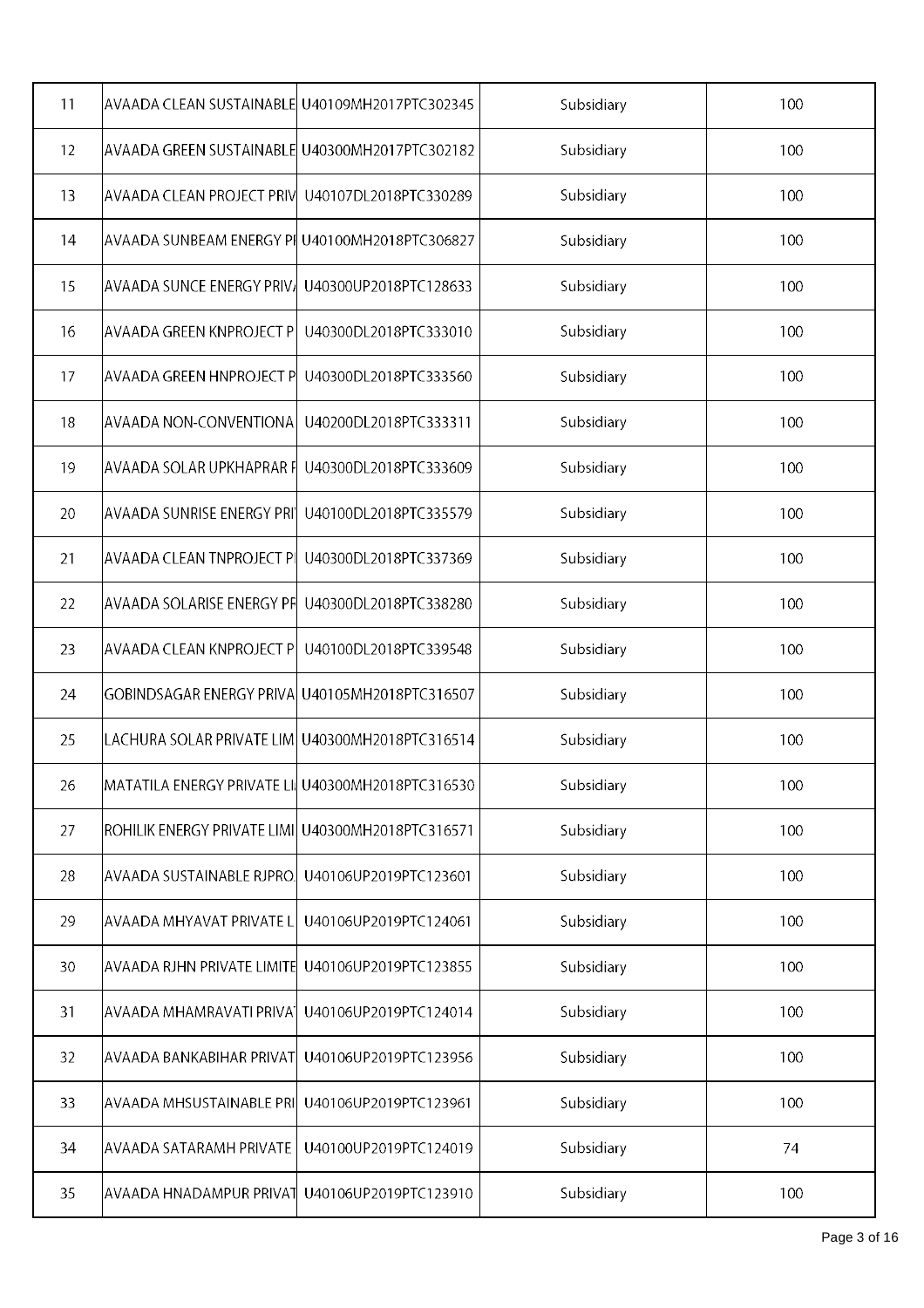| 11 | AVAADA CLEAN SUSTAINABLE | U40109MH2017PTC302345 | Subsidiary | 100 |
|---|---|---|---|---|
| 12 | AVAADA GREEN SUSTAINABLE | U40300MH2017PTC302182 | Subsidiary | 100 |
| 13 | AVAADA CLEAN PROJECT PRIV | U40107DL2018PTC330289 | Subsidiary | 100 |
| 14 | AVAADA SUNBEAM ENERGY PI | U40100MH2018PTC306827 | Subsidiary | 100 |
| 15 | AVAADA SUNCE ENERGY PRIVA | U40300UP2018PTC128633 | Subsidiary | 100 |
| 16 | AVAADA GREEN KNPROJECT P | U40300DL2018PTC333010 | Subsidiary | 100 |
| 17 | AVAADA GREEN HNPROJECT P | U40300DL2018PTC333560 | Subsidiary | 100 |
| 18 | AVAADA NON-CONVENTIONA | U40200DL2018PTC333311 | Subsidiary | 100 |
| 19 | AVAADA SOLAR UPKHAPRAR F | U40300DL2018PTC333609 | Subsidiary | 100 |
| 20 | AVAADA SUNRISE ENERGY PRI | U40100DL2018PTC335579 | Subsidiary | 100 |
| 21 | AVAADA CLEAN TNPROJECT PI | U40300DL2018PTC337369 | Subsidiary | 100 |
| 22 | AVAADA SOLARISE ENERGY PR | U40300DL2018PTC338280 | Subsidiary | 100 |
| 23 | AVAADA CLEAN KNPROJECT P | U40100DL2018PTC339548 | Subsidiary | 100 |
| 24 | GOBINDSAGAR ENERGY PRIVA | U40105MH2018PTC316507 | Subsidiary | 100 |
| 25 | LACHURA SOLAR PRIVATE LIM | U40300MH2018PTC316514 | Subsidiary | 100 |
| 26 | MATATILA ENERGY PRIVATE LI | U40300MH2018PTC316530 | Subsidiary | 100 |
| 27 | ROHILIK ENERGY PRIVATE LIMI | U40300MH2018PTC316571 | Subsidiary | 100 |
| 28 | AVAADA SUSTAINABLE RJPRO. | U40106UP2019PTC123601 | Subsidiary | 100 |
| 29 | AVAADA MHYAVAT PRIVATE L | U40106UP2019PTC124061 | Subsidiary | 100 |
| 30 | AVAADA RJHN PRIVATE LIMITE | U40106UP2019PTC123855 | Subsidiary | 100 |
| 31 | AVAADA MHAMRAVATI PRIVAT | U40106UP2019PTC124014 | Subsidiary | 100 |
| 32 | AVAADA BANKABIHAR PRIVAT | U40106UP2019PTC123956 | Subsidiary | 100 |
| 33 | AVAADA MHSUSTAINABLE PRI | U40106UP2019PTC123961 | Subsidiary | 100 |
| 34 | AVAADA SATARAMH PRIVATE | U40100UP2019PTC124019 | Subsidiary | 74 |
| 35 | AVAADA HNADAMPUR PRIVAT | U40106UP2019PTC123910 | Subsidiary | 100 |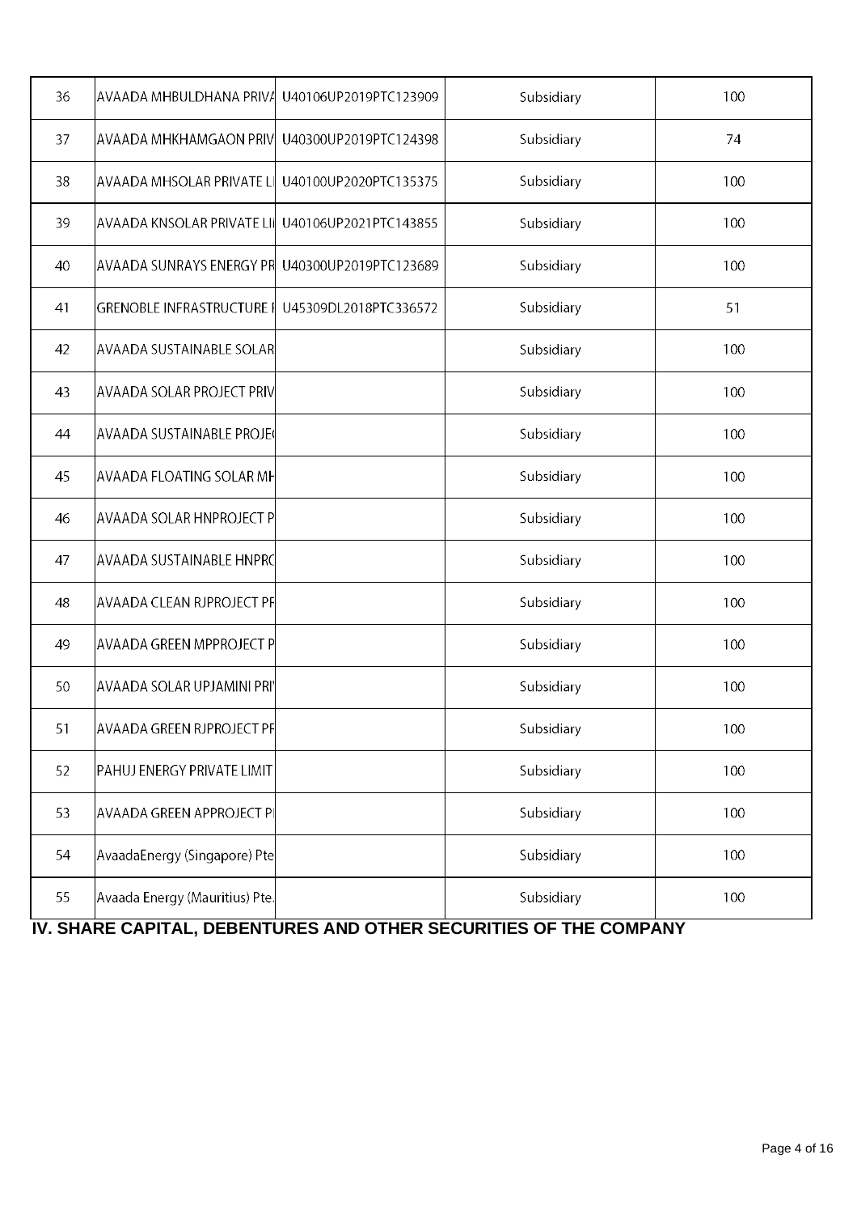| 36 | AVAADA MHBULDHANA PRIVA | U40106UP2019PTC123909 | Subsidiary | 100 |
|---|---|---|---|---|
| 37 | AVAADA MHKHAMGAON PRIV | U40300UP2019PTC124398 | Subsidiary | 74 |
| 38 | AVAADA MHSOLAR PRIVATE LI | U40100UP2020PTC135375 | Subsidiary | 100 |
| 39 | AVAADA KNSOLAR PRIVATE LII | U40106UP2021PTC143855 | Subsidiary | 100 |
| 40 | AVAADA SUNRAYS ENERGY PR | U40300UP2019PTC123689 | Subsidiary | 100 |
| 41 | GRENOBLE INFRASTRUCTURE I | U45309DL2018PTC336572 | Subsidiary | 51 |
| 42 | AVAADA SUSTAINABLE SOLAR | | Subsidiary | 100 |
| 43 | AVAADA SOLAR PROJECT PRIV | | Subsidiary | 100 |
| 44 | AVAADA SUSTAINABLE PROJE( | | Subsidiary | 100 |
| 45 | AVAADA FLOATING SOLAR MH | | Subsidiary | 100 |
| 46 | AVAADA SOLAR HNPROJECT P | | Subsidiary | 100 |
| 47 | AVAADA SUSTAINABLE HNPRC | | Subsidiary | 100 |
| 48 | AVAADA CLEAN RJPROJECT PF | | Subsidiary | 100 |
| 49 | AVAADA GREEN MPPROJECT P | | Subsidiary | 100 |
| 50 | AVAADA SOLAR UPJAMINI PRI | | Subsidiary | 100 |
| 51 | AVAADA GREEN RJPROJECT PF | | Subsidiary | 100 |
| 52 | PAHUJ ENERGY PRIVATE LIMIT | | Subsidiary | 100 |
| 53 | AVAADA GREEN APPROJECT PI | | Subsidiary | 100 |
| 54 | AvaadaEnergy (Singapore) Pte | | Subsidiary | 100 |
| 55 | Avaada Energy (Mauritius) Pte. | | Subsidiary | 100 |

## IV. SHARE CAPITAL, DEBENTURES AND OTHER SECURITIES OF THE COMPANY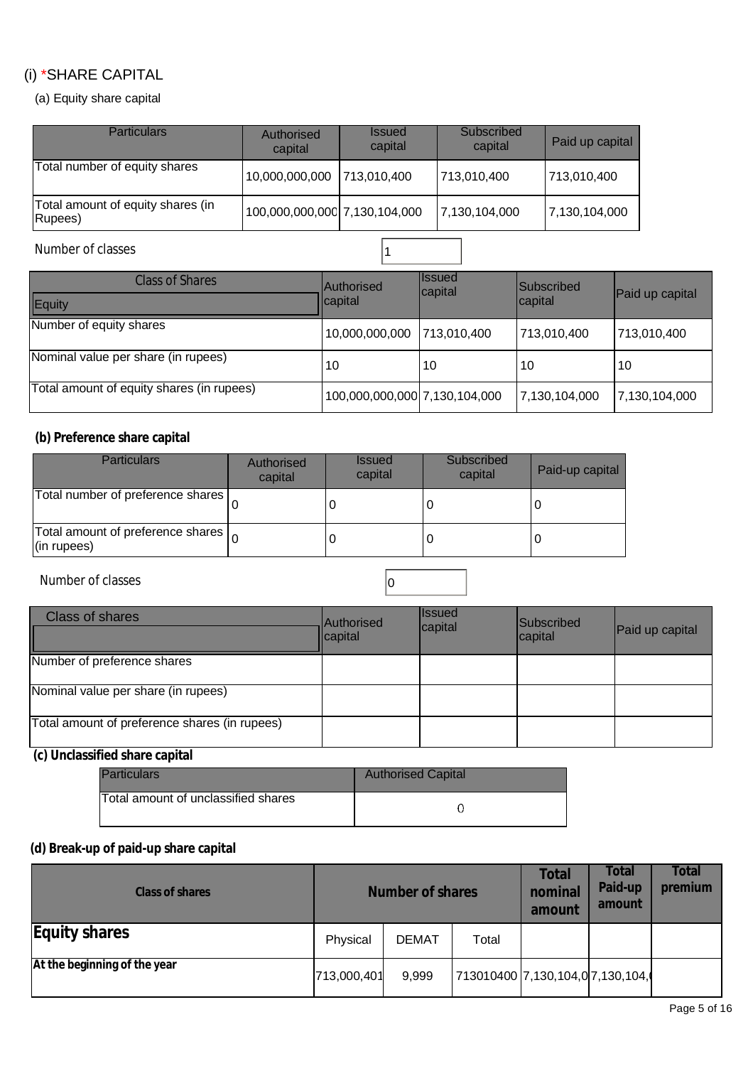## (i) *SHARE CAPITAL

### (a) Equity share capital

| Particulars | Authorised capital | Issued capital | Subscribed capital | Paid up capital |
|---|---|---|---|---|
| Total number of equity shares | 10,000,000,000 | 713,010,400 | 713,010,400 | 713,010,400 |
| Total amount of equity shares (in Rupees) | 100,000,000,000 | 7,130,104,000 | 7,130,104,000 | 7,130,104,000 |

Number of classes: 1

| Class of Shares<br>Equity | Authorised capital | Issued capital | Subscribed capital | Paid up capital |
|---|---|---|---|---|
| Number of equity shares | 10,000,000,000 | 713,010,400 | 713,010,400 | 713,010,400 |
| Nominal value per share (in rupees) | 10 | 10 | 10 | 10 |
| Total amount of equity shares (in rupees) | 100,000,000,000 | 7,130,104,000 | 7,130,104,000 | 7,130,104,000 |

### (b) Preference share capital

| Particulars | Authorised capital | Issued capital | Subscribed capital | Paid-up capital |
|---|---|---|---|---|
| Total number of preference shares | 0 | 0 | 0 | 0 |
| Total amount of preference shares (in rupees) | 0 | 0 | 0 | 0 |

Number of classes: 0

| Class of shares | Authorised capital | Issued capital | Subscribed capital | Paid up capital |
|---|---|---|---|---|
| Number of preference shares | | | | |
| Nominal value per share (in rupees) | | | | |
| Total amount of preference shares (in rupees) | | | | |

### (c) Unclassified share capital

| Particulars | Authorised Capital |
|---|---|
| Total amount of unclassified shares | 0 |

### (d) Break-up of paid-up share capital

| Class of shares | Number of shares | | | Total nominal amount | Total Paid-up amount | Total premium |
|---|---|---|---|---|---|---|
| **Equity shares** | Physical | DEMAT | Total | | | |
| **At the beginning of the year** | 713,000,401 | 9,999 | 713010400 | 7,130,104,0 | 7,130,104,( | |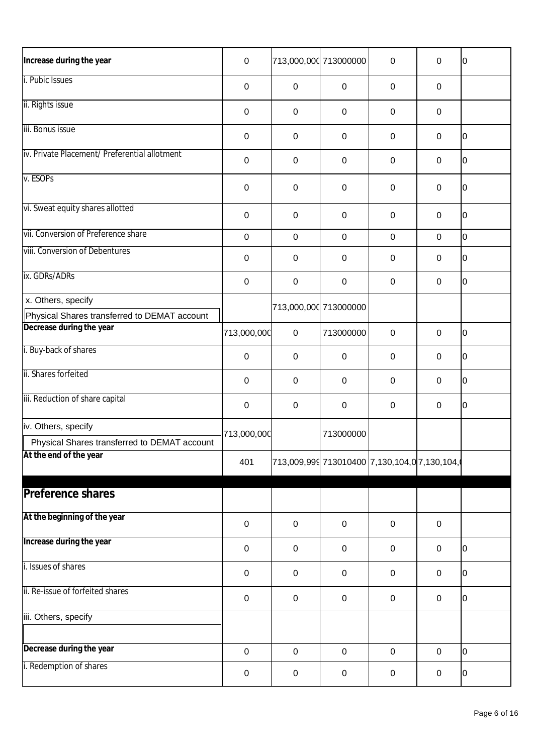| | | | | | | |
|---|---|---|---|---|---|---|
| **Increase during the year** | 0 | 713,000,000 | 713000000 | 0 | 0 | 0 |
| i. Pubic Issues | 0 | 0 | 0 | 0 | 0 | |
| ii. Rights issue | 0 | 0 | 0 | 0 | 0 | |
| iii. Bonus issue | 0 | 0 | 0 | 0 | 0 | 0 |
| iv. Private Placement/ Preferential allotment | 0 | 0 | 0 | 0 | 0 | 0 |
| v. ESOPs | 0 | 0 | 0 | 0 | 0 | 0 |
| vi. Sweat equity shares allotted | 0 | 0 | 0 | 0 | 0 | 0 |
| vii. Conversion of Preference share | 0 | 0 | 0 | 0 | 0 | 0 |
| viii. Conversion of Debentures | 0 | 0 | 0 | 0 | 0 | 0 |
| ix. GDRs/ADRs | 0 | 0 | 0 | 0 | 0 | 0 |
| x. Others, specify<br>Physical Shares transferred to DEMAT account | | 713,000,000 | 713000000 | | | |
| **Decrease during the year** | 713,000,000 | 0 | 713000000 | 0 | 0 | 0 |
| i. Buy-back of shares | 0 | 0 | 0 | 0 | 0 | 0 |
| ii. Shares forfeited | 0 | 0 | 0 | 0 | 0 | 0 |
| iii. Reduction of share capital | 0 | 0 | 0 | 0 | 0 | 0 |
| iv. Others, specify<br>Physical Shares transferred to DEMAT account | 713,000,000 | | 713000000 | | | |
| **At the end of the year** | 401 | 713,009,999 | 713010400 | 7,130,104,0 | 7,130,104,( | |
| | | | | | | |
| **Preference shares** | | | | | | |
| **At the beginning of the year** | 0 | 0 | 0 | 0 | 0 | |
| **Increase during the year** | 0 | 0 | 0 | 0 | 0 | 0 |
| i. Issues of shares | 0 | 0 | 0 | 0 | 0 | 0 |
| ii. Re-issue of forfeited shares | 0 | 0 | 0 | 0 | 0 | 0 |
| iii. Others, specify | | | | | | |
| **Decrease during the year** | 0 | 0 | 0 | 0 | 0 | 0 |
| i. Redemption of shares | 0 | 0 | 0 | 0 | 0 | 0 |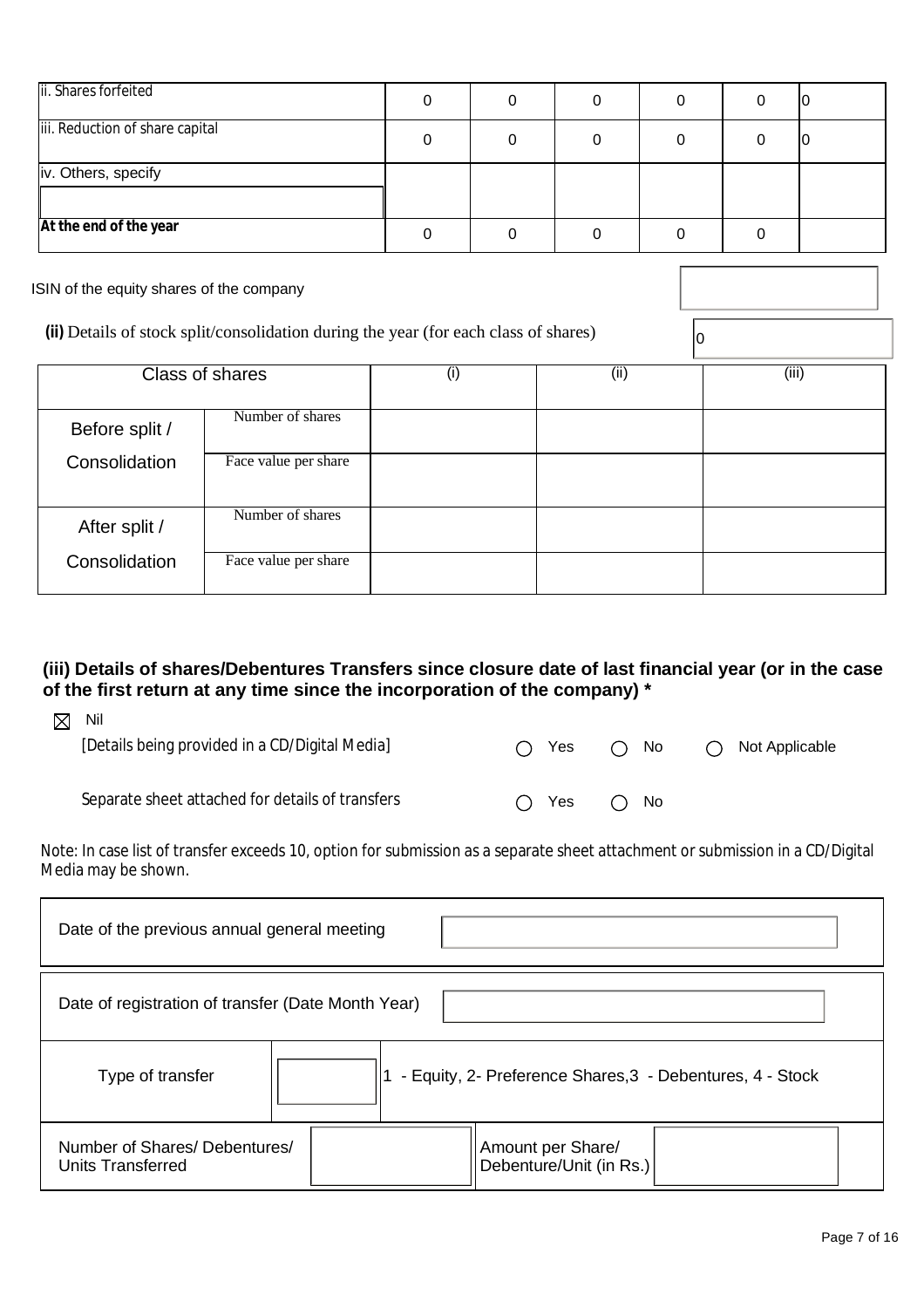| ii. Shares forfeited | 0 | 0 | 0 | 0 | 0 | 0 |
|---|---|---|---|---|---|---|
| iii. Reduction of share capital | 0 | 0 | 0 | 0 | 0 | 0 |
| iv. Others, specify | | | | | | |
| At the end of the year | 0 | 0 | 0 | 0 | 0 | |

ISIN of the equity shares of the company

**(ii)** Details of stock split/consolidation during the year (for each class of shares) 0

| Class of shares | | (i) | (ii) | (iii) |
|---|---|---|---|---|
| Before split / Consolidation | Number of shares | | | |
| | Face value per share | | | |
| After split / Consolidation | Number of shares | | | |
| | Face value per share | | | |

**(iii) Details of shares/Debentures Transfers since closure date of last financial year (or in the case of the first return at any time since the incorporation of the company) \***

☒ Nil

[Details being provided in a CD/Digital Media] ○ Yes ○ No ○ Not Applicable

Separate sheet attached for details of transfers ○ Yes ○ No

Note: In case list of transfer exceeds 10, option for submission as a separate sheet attachment or submission in a CD/Digital Media may be shown.

| Date of the previous annual general meeting | |
|---|---|
| Date of registration of transfer (Date Month Year) | |
| Type of transfer | 1 - Equity, 2- Preference Shares,3 - Debentures, 4 - Stock |
| Number of Shares/ Debentures/ Units Transferred | Amount per Share/ Debenture/Unit (in Rs.) |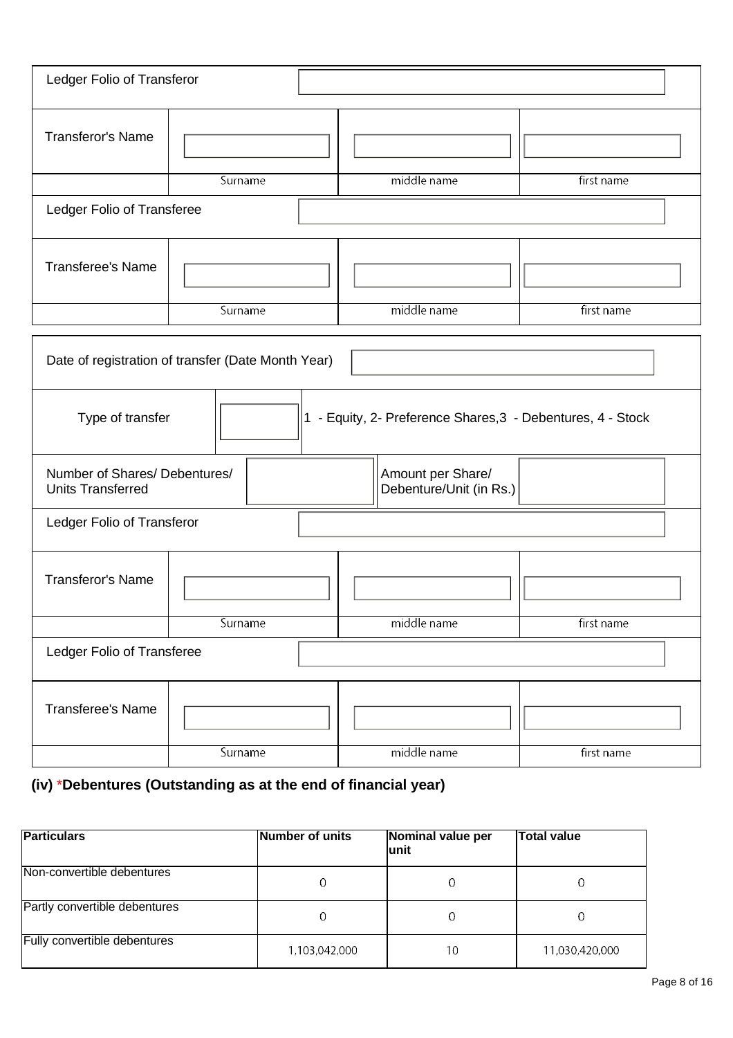| Ledger Folio of Transferor | | | |
|---|---|---|---|
| Transferor's Name | | | |
| | Surname | middle name | first name |
| Ledger Folio of Transferee | | | |
| Transferee's Name | | | |
| | Surname | middle name | first name |

| Date of registration of transfer (Date Month Year) | | | |
|---|---|---|---|
| Type of transfer | | 1 - Equity, 2- Preference Shares,3 - Debentures, 4 - Stock | |
| Number of Shares/ Debentures/ Units Transferred | | Amount per Share/ Debenture/Unit (in Rs.) | |

| Ledger Folio of Transferor | | | |
|---|---|---|---|
| Transferor's Name | | | |
| | Surname | middle name | first name |
| Ledger Folio of Transferee | | | |
| Transferee's Name | | | |
| | Surname | middle name | first name |

### (iv) *Debentures (Outstanding as at the end of financial year)

| Particulars | Number of units | Nominal value per unit | Total value |
|---|---|---|---|
| Non-convertible debentures | 0 | 0 | 0 |
| Partly convertible debentures | 0 | 0 | 0 |
| Fully convertible debentures | 1,103,042,000 | 10 | 11,030,420,000 |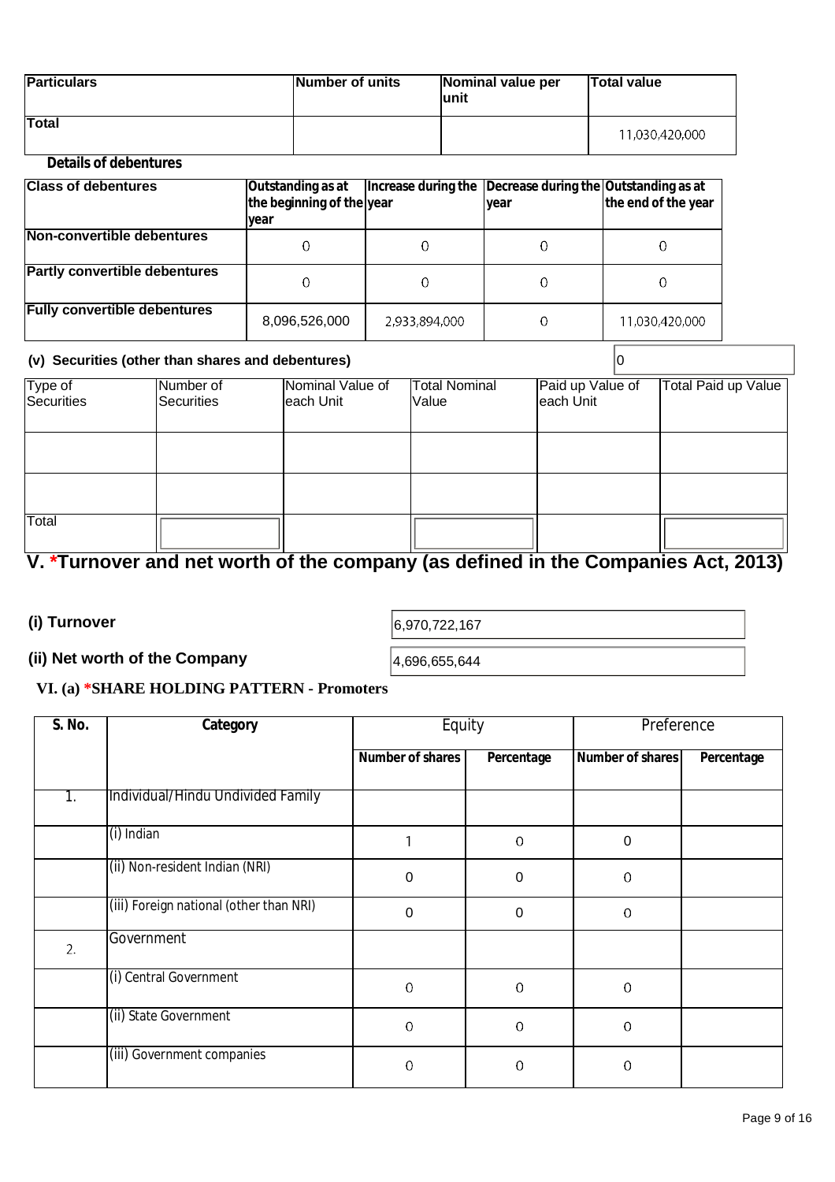| Particulars | Number of units | Nominal value per unit | Total value |
|---|---|---|---|
| Total | | | 11,030,420,000 |

**Details of debentures**

| Class of debentures | Outstanding as at the beginning of the year | Increase during the year | Decrease during the year | Outstanding as at the end of the year |
|---|---|---|---|---|
| Non-convertible debentures | 0 | 0 | 0 | 0 |
| Partly convertible debentures | 0 | 0 | 0 | 0 |
| Fully convertible debentures | 8,096,526,000 | 2,933,894,000 | 0 | 11,030,420,000 |

**(v) Securities (other than shares and debentures)** 0

| Type of Securities | Number of Securities | Nominal Value of each Unit | Total Nominal Value | Paid up Value of each Unit | Total Paid up Value |
|---|---|---|---|---|---|
| | | | | | |
| | | | | | |
| Total | | | | | |

## V. *Turnover and net worth of the company (as defined in the Companies Act, 2013)

**(i) Turnover** 6,970,722,167

**(ii) Net worth of the Company** 4,696,655,644

### VI. (a) *SHARE HOLDING PATTERN - Promoters

| S. No. | Category | Equity | | Preference | |
|---|---|---|---|---|---|
| | | Number of shares | Percentage | Number of shares | Percentage |
| 1. | Individual/Hindu Undivided Family | | | | |
| | (i) Indian | 1 | 0 | 0 | |
| | (ii) Non-resident Indian (NRI) | 0 | 0 | 0 | |
| | (iii) Foreign national (other than NRI) | 0 | 0 | 0 | |
| 2. | Government | | | | |
| | (i) Central Government | 0 | 0 | 0 | |
| | (ii) State Government | 0 | 0 | 0 | |
| | (iii) Government companies | 0 | 0 | 0 | |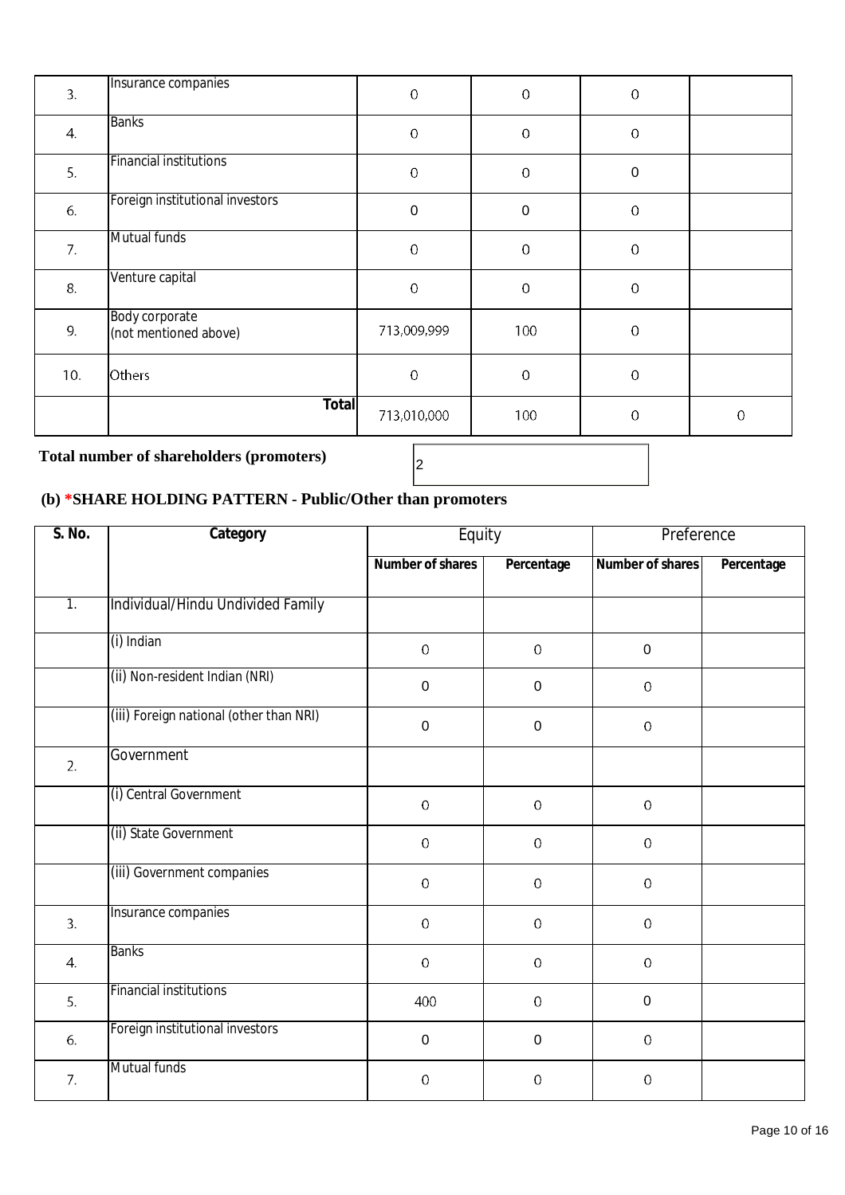| | | | | | |
|---|---|---|---|---|---|
| 3. | Insurance companies | 0 | 0 | 0 | |
| 4. | Banks | 0 | 0 | 0 | |
| 5. | Financial institutions | 0 | 0 | 0 | |
| 6. | Foreign institutional investors | 0 | 0 | 0 | |
| 7. | Mutual funds | 0 | 0 | 0 | |
| 8. | Venture capital | 0 | 0 | 0 | |
| 9. | Body corporate (not mentioned above) | 713,009,999 | 100 | 0 | |
| 10. | Others | 0 | 0 | 0 | |
| | **Total** | 713,010,000 | 100 | 0 | 0 |

**Total number of shareholders (promoters)** 2

## (b) *SHARE HOLDING PATTERN - Public/Other than promoters

| S. No. | Category | Equity | | Preference | |
|---|---|---|---|---|---|
| | | Number of shares | Percentage | Number of shares | Percentage |
| 1. | Individual/Hindu Undivided Family | | | | |
| | (i) Indian | 0 | 0 | 0 | |
| | (ii) Non-resident Indian (NRI) | 0 | 0 | 0 | |
| | (iii) Foreign national (other than NRI) | 0 | 0 | 0 | |
| 2. | Government | | | | |
| | (i) Central Government | 0 | 0 | 0 | |
| | (ii) State Government | 0 | 0 | 0 | |
| | (iii) Government companies | 0 | 0 | 0 | |
| 3. | Insurance companies | 0 | 0 | 0 | |
| 4. | Banks | 0 | 0 | 0 | |
| 5. | Financial institutions | 400 | 0 | 0 | |
| 6. | Foreign institutional investors | 0 | 0 | 0 | |
| 7. | Mutual funds | 0 | 0 | 0 | |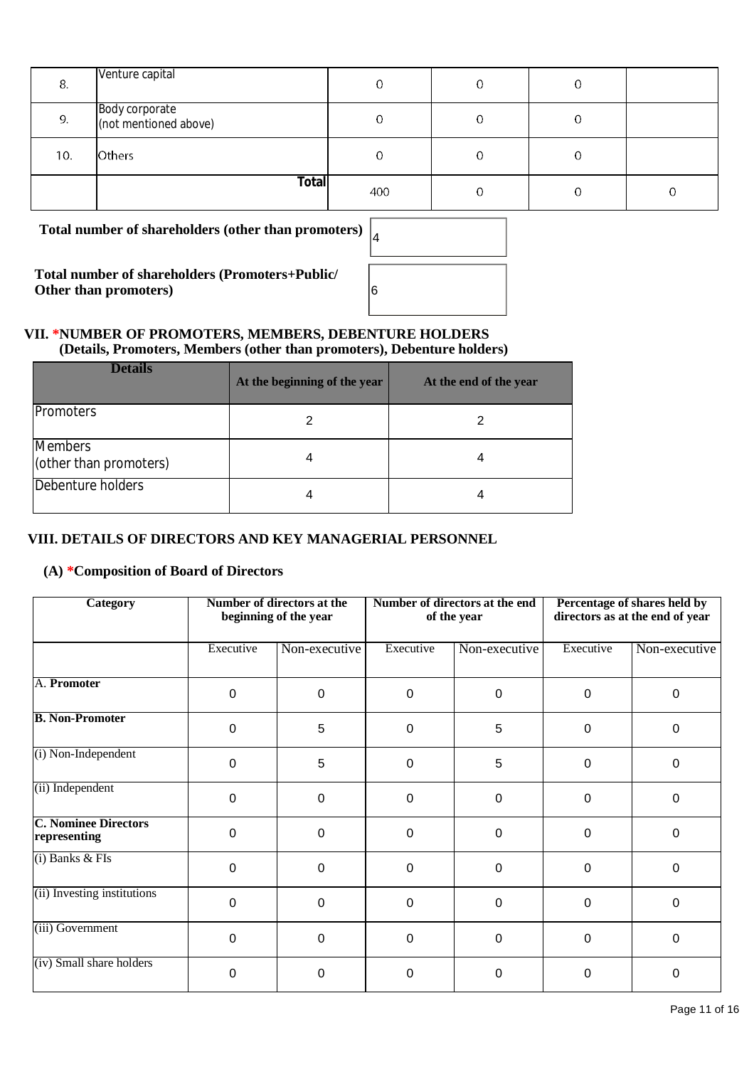| 8. | Venture capital | 0 | 0 | 0 | |
|---|---|---|---|---|---|
| 9. | Body corporate (not mentioned above) | 0 | 0 | 0 | |
| 10. | Others | 0 | 0 | 0 | |
| | **Total** | 400 | 0 | 0 | 0 |

**Total number of shareholders (other than promoters)** 4

**Total number of shareholders (Promoters+Public/ Other than promoters)** 6

### VII. *NUMBER OF PROMOTERS, MEMBERS, DEBENTURE HOLDERS
**(Details, Promoters, Members (other than promoters), Debenture holders)**

| Details | At the beginning of the year | At the end of the year |
|---|---|---|
| Promoters | 2 | 2 |
| Members (other than promoters) | 4 | 4 |
| Debenture holders | 4 | 4 |

### VIII. DETAILS OF DIRECTORS AND KEY MANAGERIAL PERSONNEL

#### (A) *Composition of Board of Directors

| Category | Number of directors at the beginning of the year | | Number of directors at the end of the year | | Percentage of shares held by directors as at the end of year | |
|---|---|---|---|---|---|---|
| | Executive | Non-executive | Executive | Non-executive | Executive | Non-executive |
| A. **Promoter** | 0 | 0 | 0 | 0 | 0 | 0 |
| **B. Non-Promoter** | 0 | 5 | 0 | 5 | 0 | 0 |
| (i) Non-Independent | 0 | 5 | 0 | 5 | 0 | 0 |
| (ii) Independent | 0 | 0 | 0 | 0 | 0 | 0 |
| **C. Nominee Directors representing** | 0 | 0 | 0 | 0 | 0 | 0 |
| (i) Banks & FIs | 0 | 0 | 0 | 0 | 0 | 0 |
| (ii) Investing institutions | 0 | 0 | 0 | 0 | 0 | 0 |
| (iii) Government | 0 | 0 | 0 | 0 | 0 | 0 |
| (iv) Small share holders | 0 | 0 | 0 | 0 | 0 | 0 |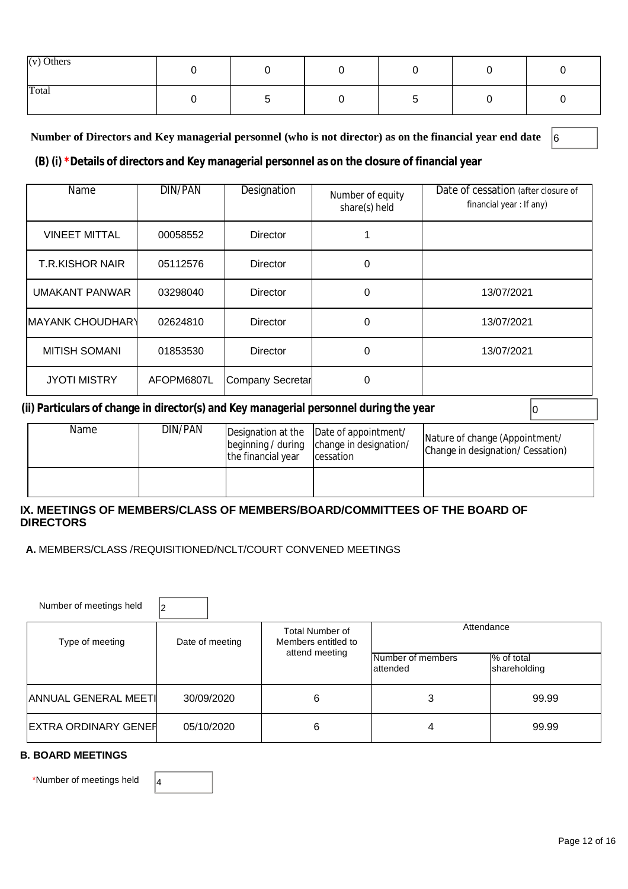| (v) Others | 0 | 0 | 0 | 0 | 0 | 0 |
|---|---|---|---|---|---|---|
| Total | 0 | 5 | 0 | 5 | 0 | 0 |

**Number of Directors and Key managerial personnel (who is not director) as on the financial year end date** 6

**(B) (i) *Details of directors and Key managerial personnel as on the closure of financial year**

| Name | DIN/PAN | Designation | Number of equity share(s) held | Date of cessation (after closure of financial year : If any) |
|---|---|---|---|---|
| VINEET MITTAL | 00058552 | Director | 1 | |
| T.R.KISHOR NAIR | 05112576 | Director | 0 | |
| UMAKANT PANWAR | 03298040 | Director | 0 | 13/07/2021 |
| MAYANK CHOUDHARY | 02624810 | Director | 0 | 13/07/2021 |
| MITISH SOMANI | 01853530 | Director | 0 | 13/07/2021 |
| JYOTI MISTRY | AFOPM6807L | Company Secretar | 0 | |

**(ii) Particulars of change in director(s) and Key managerial personnel during the year** 0

| Name | DIN/PAN | Designation at the beginning / during the financial year | Date of appointment/ change in designation/ cessation | Nature of change (Appointment/ Change in designation/ Cessation) |
|---|---|---|---|---|
| | | | | |

## IX. MEETINGS OF MEMBERS/CLASS OF MEMBERS/BOARD/COMMITTEES OF THE BOARD OF DIRECTORS

**A.** MEMBERS/CLASS /REQUISITIONED/NCLT/COURT CONVENED MEETINGS

Number of meetings held 2

| Type of meeting | Date of meeting | Total Number of Members entitled to attend meeting | Attendance | |
|---|---|---|---|---|
| | | | Number of members attended | % of total shareholding |
| ANNUAL GENERAL MEETI | 30/09/2020 | 6 | 3 | 99.99 |
| EXTRA ORDINARY GENEF | 05/10/2020 | 6 | 4 | 99.99 |

**B. BOARD MEETINGS**

*Number of meetings held 4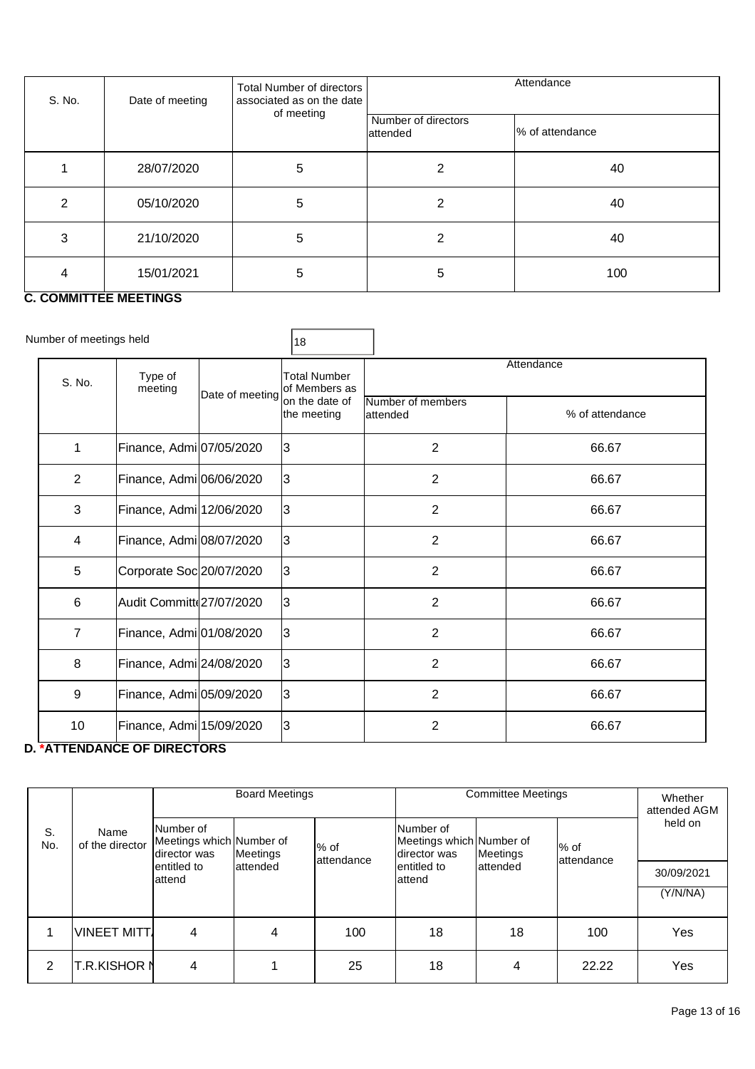| S. No. | Date of meeting | Total Number of directors associated as on the date of meeting | Attendance | |
|---|---|---|---|---|
| | | | Number of directors attended | % of attendance |
| 1 | 28/07/2020 | 5 | 2 | 40 |
| 2 | 05/10/2020 | 5 | 2 | 40 |
| 3 | 21/10/2020 | 5 | 2 | 40 |
| 4 | 15/01/2021 | 5 | 5 | 100 |

**C. COMMITTEE MEETINGS**

Number of meetings held: 18

| S. No. | Type of meeting | Date of meeting | Total Number of Members as on the date of the meeting | Attendance | |
|---|---|---|---|---|---|
| | | | | Number of members attended | % of attendance |
| 1 | Finance, Admi | 07/05/2020 | 3 | 2 | 66.67 |
| 2 | Finance, Admi | 06/06/2020 | 3 | 2 | 66.67 |
| 3 | Finance, Admi | 12/06/2020 | 3 | 2 | 66.67 |
| 4 | Finance, Admi | 08/07/2020 | 3 | 2 | 66.67 |
| 5 | Corporate Soc | 20/07/2020 | 3 | 2 | 66.67 |
| 6 | Audit Committ | 27/07/2020 | 3 | 2 | 66.67 |
| 7 | Finance, Admi | 01/08/2020 | 3 | 2 | 66.67 |
| 8 | Finance, Admi | 24/08/2020 | 3 | 2 | 66.67 |
| 9 | Finance, Admi | 05/09/2020 | 3 | 2 | 66.67 |
| 10 | Finance, Admi | 15/09/2020 | 3 | 2 | 66.67 |

**D. *ATTENDANCE OF DIRECTORS**

| S. No. | Name of the director | Board Meetings | | | Committee Meetings | | | Whether attended AGM held on |
|---|---|---|---|---|---|---|---|---|
| | | Number of Meetings which director was entitled to attend | Number of Meetings attended | % of attendance | Number of Meetings which director was entitled to attend | Number of Meetings attended | % of attendance | 30/09/2021 (Y/N/NA) |
| 1 | VINEET MITT | 4 | 4 | 100 | 18 | 18 | 100 | Yes |
| 2 | T.R.KISHOR N | 4 | 1 | 25 | 18 | 4 | 22.22 | Yes |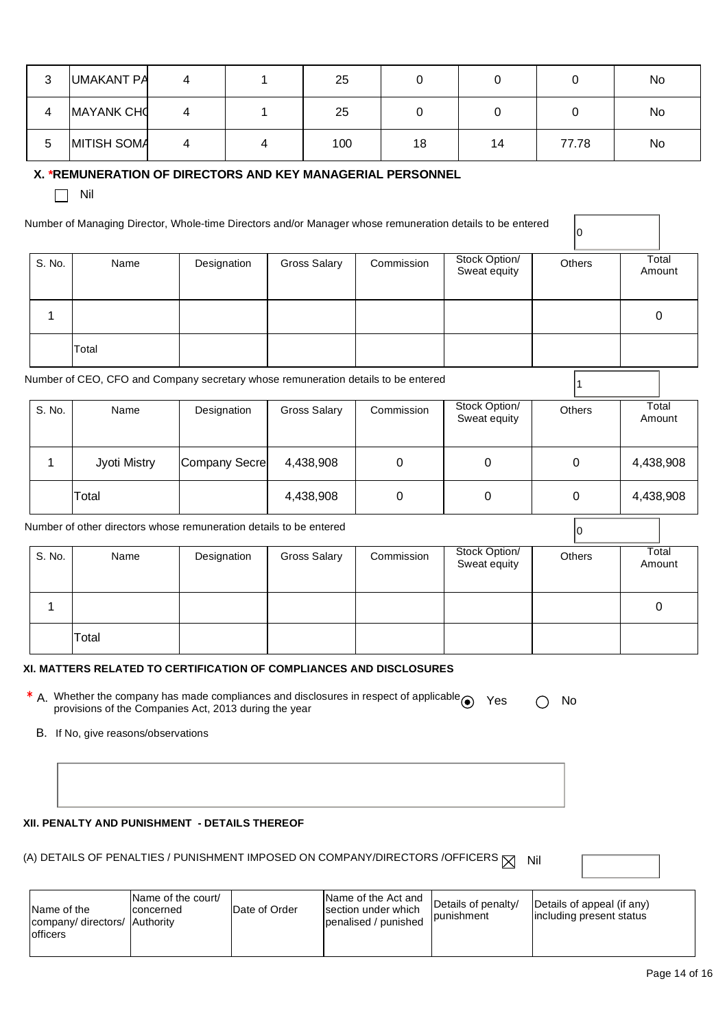| 3 | UMAKANT PA | 4 | 1 | 25 | 0 | 0 | 0 | No |
|---|---|---|---|---|---|---|---|---|
| 4 | MAYANK CHC | 4 | 1 | 25 | 0 | 0 | 0 | No |
| 5 | MITISH SOMA | 4 | 4 | 100 | 18 | 14 | 77.78 | No |

### X. *REMUNERATION OF DIRECTORS AND KEY MANAGERIAL PERSONNEL

☐ Nil

Number of Managing Director, Whole-time Directors and/or Manager whose remuneration details to be entered: 0

| S. No. | Name | Designation | Gross Salary | Commission | Stock Option/ Sweat equity | Others | Total Amount |
|---|---|---|---|---|---|---|---|
| 1 | | | | | | | 0 |
| | Total | | | | | | |

Number of CEO, CFO and Company secretary whose remuneration details to be entered: 1

| S. No. | Name | Designation | Gross Salary | Commission | Stock Option/ Sweat equity | Others | Total Amount |
|---|---|---|---|---|---|---|---|
| 1 | Jyoti Mistry | Company Secre | 4,438,908 | 0 | 0 | 0 | 4,438,908 |
| | Total | | 4,438,908 | 0 | 0 | 0 | 4,438,908 |

Number of other directors whose remuneration details to be entered: 0

| S. No. | Name | Designation | Gross Salary | Commission | Stock Option/ Sweat equity | Others | Total Amount |
|---|---|---|---|---|---|---|---|
| 1 | | | | | | | 0 |
| | Total | | | | | | |

### XI. MATTERS RELATED TO CERTIFICATION OF COMPLIANCES AND DISCLOSURES

* A. Whether the company has made compliances and disclosures in respect of applicable provisions of the Companies Act, 2013 during the year  ◉ Yes  ○ No

B. If No, give reasons/observations

### XII. PENALTY AND PUNISHMENT - DETAILS THEREOF

(A) DETAILS OF PENALTIES / PUNISHMENT IMPOSED ON COMPANY/DIRECTORS /OFFICERS ☒ Nil

| Name of the company/ directors/ officers | Name of the court/ concerned Authority | Date of Order | Name of the Act and section under which penalised / punished | Details of penalty/ punishment | Details of appeal (if any) including present status |
|---|---|---|---|---|---|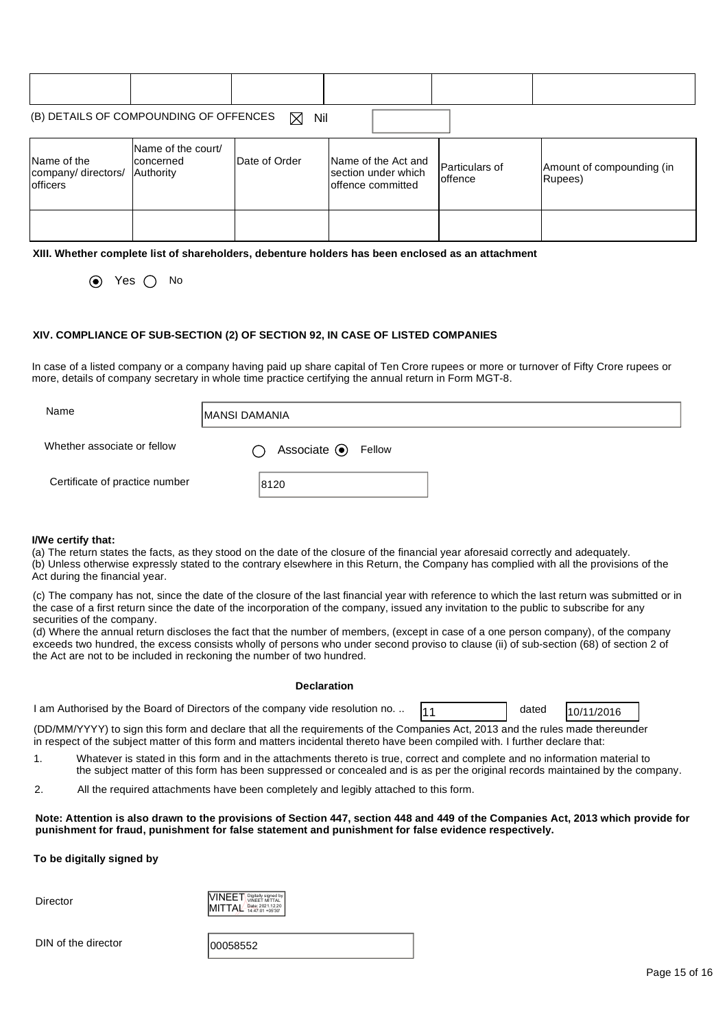| | | | | | |
|---|---|---|---|---|---|
| | | | | | |

(B) DETAILS OF COMPOUNDING OF OFFENCES ☒ Nil

| Name of the company/ directors/ officers | Name of the court/ concerned Authority | Date of Order | Name of the Act and section under which offence committed | Particulars of offence | Amount of compounding (in Rupees) |
|---|---|---|---|---|---|
| | | | | | |

**XIII. Whether complete list of shareholders, debenture holders has been enclosed as an attachment**

◉ Yes ○ No

**XIV. COMPLIANCE OF SUB-SECTION (2) OF SECTION 92, IN CASE OF LISTED COMPANIES**

In case of a listed company or a company having paid up share capital of Ten Crore rupees or more or turnover of Fifty Crore rupees or more, details of company secretary in whole time practice certifying the annual return in Form MGT-8.

| | |
|---|---|
| Name | MANSI DAMANIA |
| Whether associate or fellow | ○ Associate ◉ Fellow |
| Certificate of practice number | 8120 |

**I/We certify that:**

(a) The return states the facts, as they stood on the date of the closure of the financial year aforesaid correctly and adequately.
(b) Unless otherwise expressly stated to the contrary elsewhere in this Return, the Company has complied with all the provisions of the Act during the financial year.

(c) The company has not, since the date of the closure of the last financial year with reference to which the last return was submitted or in the case of a first return since the date of the incorporation of the company, issued any invitation to the public to subscribe for any securities of the company.
(d) Where the annual return discloses the fact that the number of members, (except in case of a one person company), of the company exceeds two hundred, the excess consists wholly of persons who under second proviso to clause (ii) of sub-section (68) of section 2 of the Act are not to be included in reckoning the number of two hundred.

**Declaration**

I am Authorised by the Board of Directors of the company vide resolution no. .. 11 dated 10/11/2016

(DD/MM/YYYY) to sign this form and declare that all the requirements of the Companies Act, 2013 and the rules made thereunder in respect of the subject matter of this form and matters incidental thereto have been compiled with. I further declare that:

1. Whatever is stated in this form and in the attachments thereto is true, correct and complete and no information material to the subject matter of this form has been suppressed or concealed and is as per the original records maintained by the company.
2. All the required attachments have been completely and legibly attached to this form.

**Note: Attention is also drawn to the provisions of Section 447, section 448 and 449 of the Companies Act, 2013 which provide for punishment for fraud, punishment for false statement and punishment for false evidence respectively.**

**To be digitally signed by**

Director: VINEET MITTAL (Digitally signed by VINEET MITTAL Date: 2021.12.20 14:47:01 +05'30')

DIN of the director: 00058552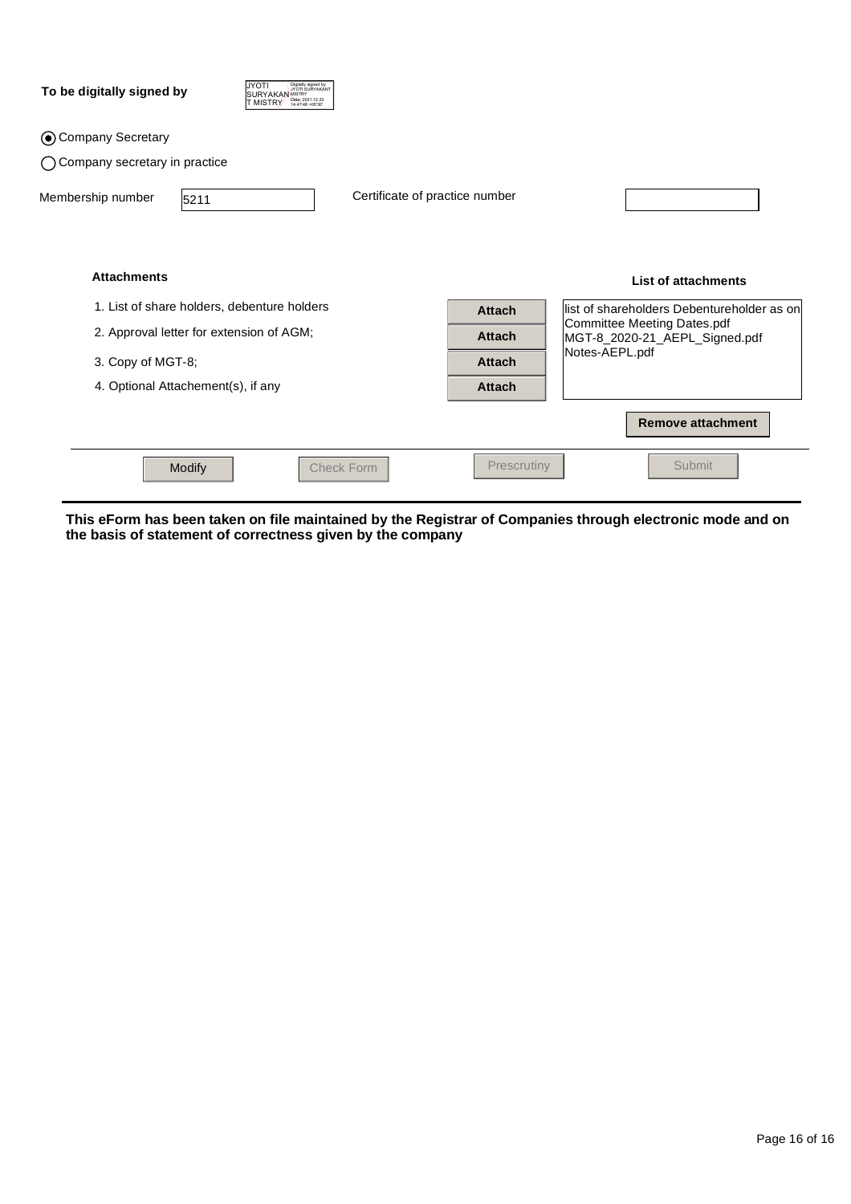**To be digitally signed by**

JYOTI SURYAKANT MISTRY
Digitally signed by JYOTI SURYAKANT MISTRY
Date: 2021.12.20 14:47:48 +05'30'

(●) Company Secretary

( ) Company secretary in practice

Membership number: 5211

Certificate of practice number:

**Attachments**

1. List of share holders, debenture holders — Attach
2. Approval letter for extension of AGM; — Attach
3. Copy of MGT-8; — Attach
4. Optional Attachement(s), if any — Attach

**List of attachments**

list of shareholders Debentureholder as on Committee Meeting Dates.pdf
MGT-8_2020-21_AEPL_Signed.pdf
Notes-AEPL.pdf

Remove attachment

Modify | Check Form | Prescrutiny | Submit

**This eForm has been taken on file maintained by the Registrar of Companies through electronic mode and on the basis of statement of correctness given by the company**